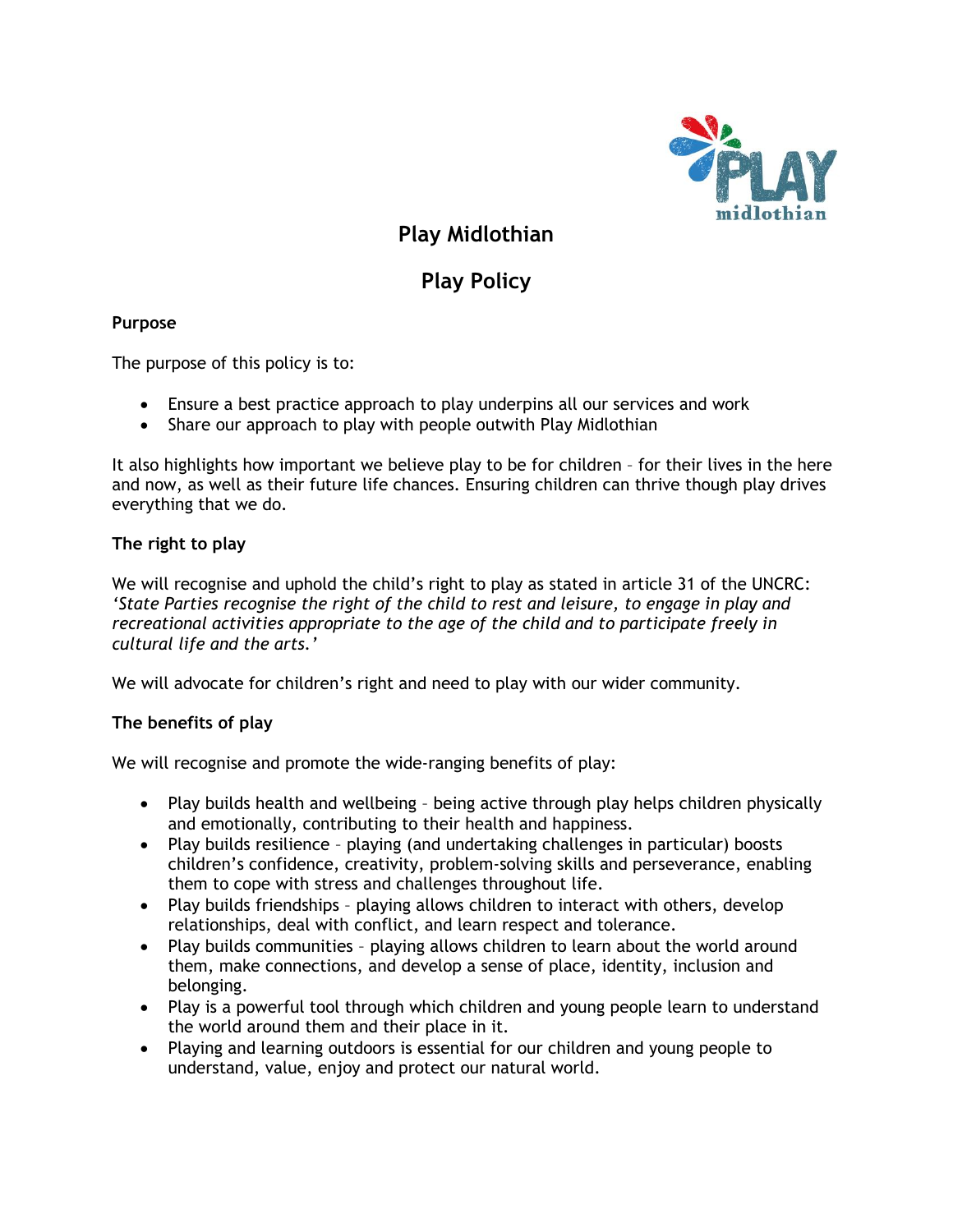# Play Midlothian

# Play Policy

**Purpose**

The purpose of this policy is to:

- Ensure a best practice approach to play underpins all our services and work
- Share our approach to play with people outwith Play Midlothian

It also highlights how important we believe play to be for children – for their lives in the here and now, as well as their future life chances. Ensuring children can thrive though play drives everything that we do.

**The right to play**

We will recognise and uphold the child's right to play as stated in article 31 of the UNCRC: *'State Parties recognise the right of the child to rest and leisure, to engage in play and recreational activities appropriate to the age of the child and to participate freely in cultural life and the arts.'*

We will advocate for children's right and need to play with our wider community.

**The benefits of play**

We will recognise and promote the wide-ranging benefits of play:

- Play builds health and wellbeing – being active through play helps children physically and emotionally, contributing to their health and happiness.
- Play builds resilience – playing (and undertaking challenges in particular) boosts children's confidence, creativity, problem-solving skills and perseverance, enabling them to cope with stress and challenges throughout life.
- Play builds friendships – playing allows children to interact with others, develop relationships, deal with conflict, and learn respect and tolerance.
- Play builds communities – playing allows children to learn about the world around them, make connections, and develop a sense of place, identity, inclusion and belonging.
- Play is a powerful tool through which children and young people learn to understand the world around them and their place in it.
- Playing and learning outdoors is essential for our children and young people to understand, value, enjoy and protect our natural world.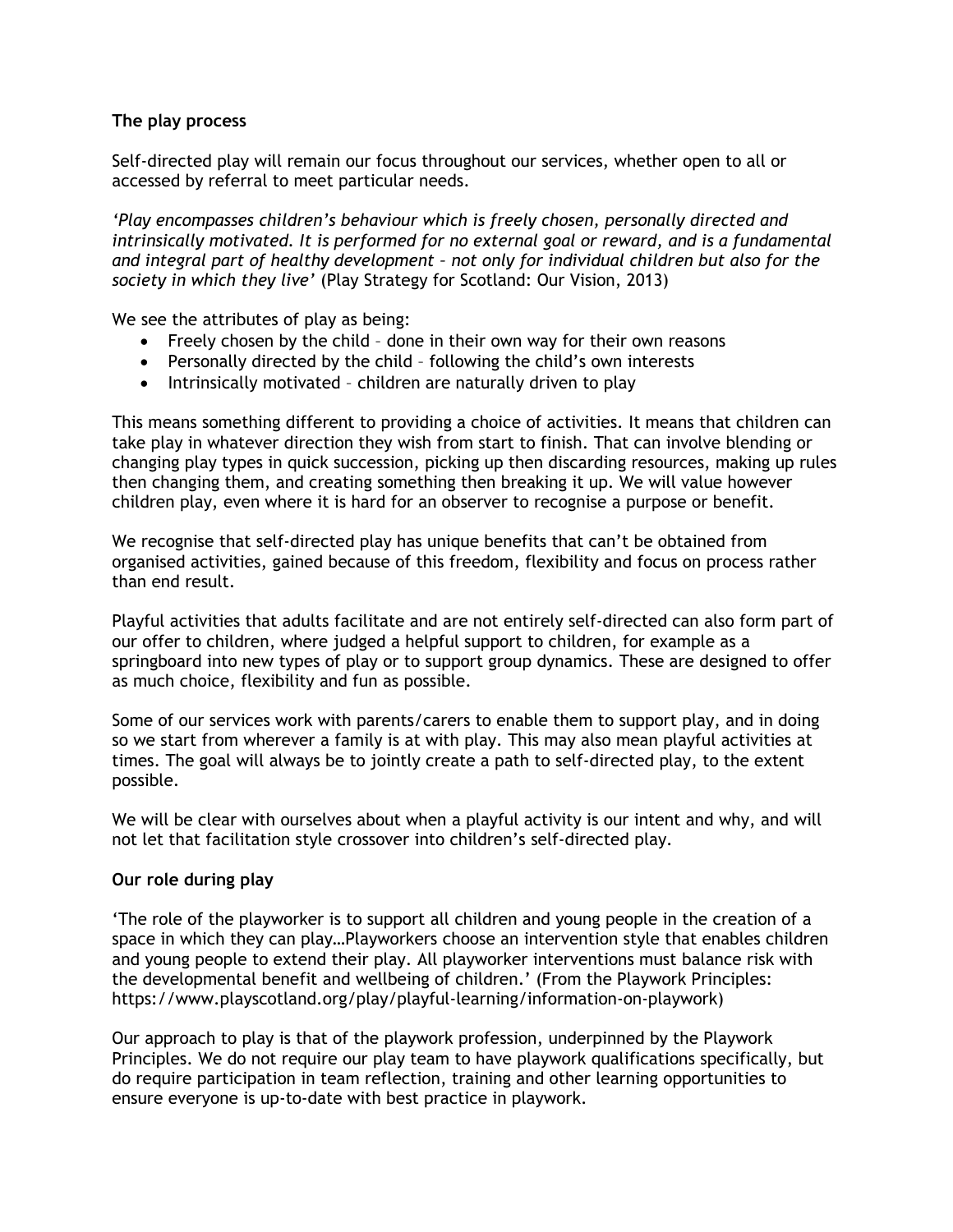**The play process**

Self-directed play will remain our focus throughout our services, whether open to all or accessed by referral to meet particular needs.

*'Play encompasses children's behaviour which is freely chosen, personally directed and intrinsically motivated. It is performed for no external goal or reward, and is a fundamental and integral part of healthy development – not only for individual children but also for the society in which they live'* (Play Strategy for Scotland: Our Vision, 2013)

We see the attributes of play as being:

- Freely chosen by the child – done in their own way for their own reasons
- Personally directed by the child – following the child's own interests
- Intrinsically motivated – children are naturally driven to play

This means something different to providing a choice of activities. It means that children can take play in whatever direction they wish from start to finish. That can involve blending or changing play types in quick succession, picking up then discarding resources, making up rules then changing them, and creating something then breaking it up. We will value however children play, even where it is hard for an observer to recognise a purpose or benefit.

We recognise that self-directed play has unique benefits that can't be obtained from organised activities, gained because of this freedom, flexibility and focus on process rather than end result.

Playful activities that adults facilitate and are not entirely self-directed can also form part of our offer to children, where judged a helpful support to children, for example as a springboard into new types of play or to support group dynamics. These are designed to offer as much choice, flexibility and fun as possible.

Some of our services work with parents/carers to enable them to support play, and in doing so we start from wherever a family is at with play. This may also mean playful activities at times. The goal will always be to jointly create a path to self-directed play, to the extent possible.

We will be clear with ourselves about when a playful activity is our intent and why, and will not let that facilitation style crossover into children's self-directed play.

**Our role during play**

'The role of the playworker is to support all children and young people in the creation of a space in which they can play…Playworkers choose an intervention style that enables children and young people to extend their play. All playworker interventions must balance risk with the developmental benefit and wellbeing of children.' (From the Playwork Principles: https://www.playscotland.org/play/playful-learning/information-on-playwork)

Our approach to play is that of the playwork profession, underpinned by the Playwork Principles. We do not require our play team to have playwork qualifications specifically, but do require participation in team reflection, training and other learning opportunities to ensure everyone is up-to-date with best practice in playwork.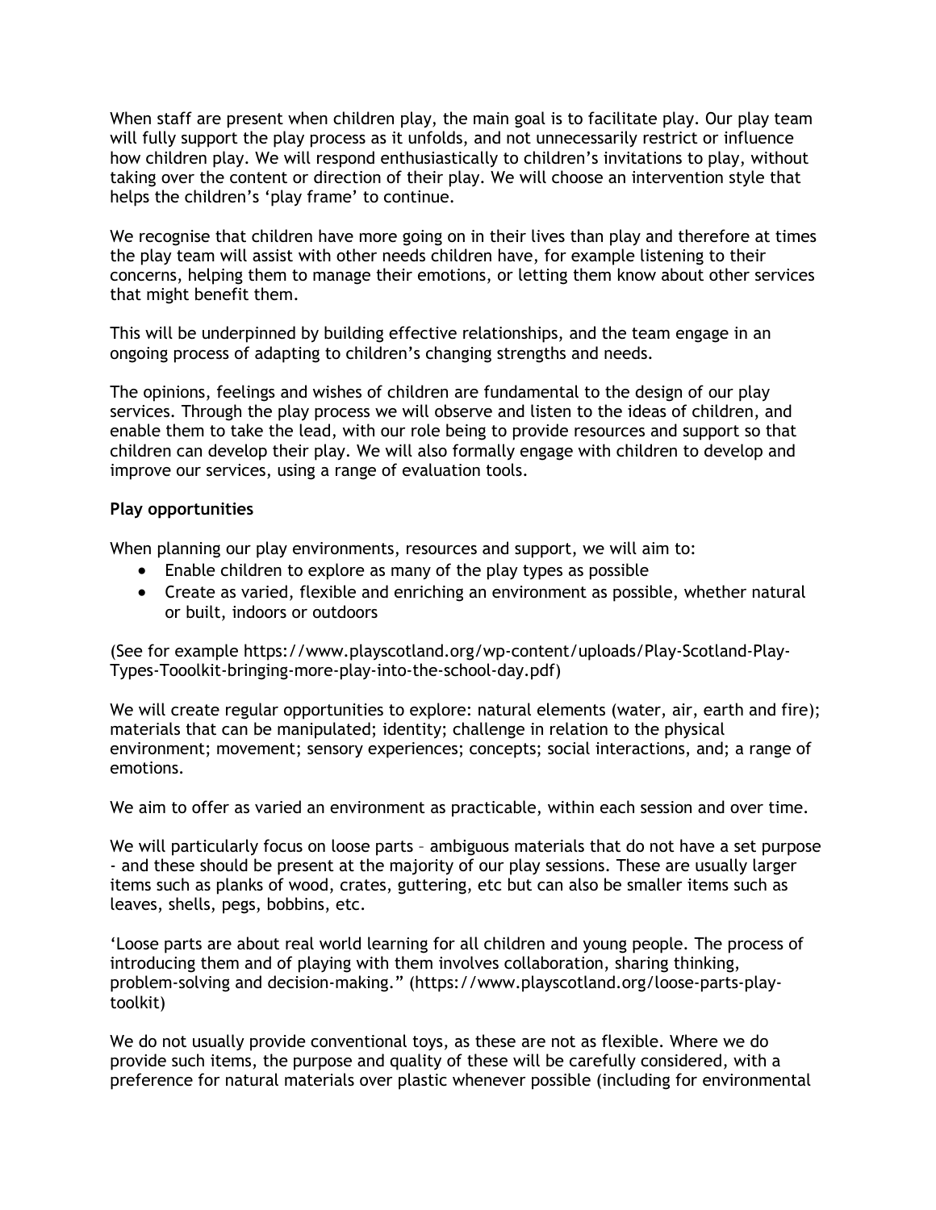When staff are present when children play, the main goal is to facilitate play. Our play team will fully support the play process as it unfolds, and not unnecessarily restrict or influence how children play. We will respond enthusiastically to children's invitations to play, without taking over the content or direction of their play. We will choose an intervention style that helps the children's 'play frame' to continue.

We recognise that children have more going on in their lives than play and therefore at times the play team will assist with other needs children have, for example listening to their concerns, helping them to manage their emotions, or letting them know about other services that might benefit them.

This will be underpinned by building effective relationships, and the team engage in an ongoing process of adapting to children's changing strengths and needs.

The opinions, feelings and wishes of children are fundamental to the design of our play services. Through the play process we will observe and listen to the ideas of children, and enable them to take the lead, with our role being to provide resources and support so that children can develop their play. We will also formally engage with children to develop and improve our services, using a range of evaluation tools.

**Play opportunities**

When planning our play environments, resources and support, we will aim to:

- Enable children to explore as many of the play types as possible
- Create as varied, flexible and enriching an environment as possible, whether natural or built, indoors or outdoors

(See for example https://www.playscotland.org/wp-content/uploads/Play-Scotland-Play-Types-Tooolkit-bringing-more-play-into-the-school-day.pdf)

We will create regular opportunities to explore: natural elements (water, air, earth and fire); materials that can be manipulated; identity; challenge in relation to the physical environment; movement; sensory experiences; concepts; social interactions, and; a range of emotions.

We aim to offer as varied an environment as practicable, within each session and over time.

We will particularly focus on loose parts – ambiguous materials that do not have a set purpose - and these should be present at the majority of our play sessions. These are usually larger items such as planks of wood, crates, guttering, etc but can also be smaller items such as leaves, shells, pegs, bobbins, etc.

'Loose parts are about real world learning for all children and young people. The process of introducing them and of playing with them involves collaboration, sharing thinking, problem-solving and decision-making." (https://www.playscotland.org/loose-parts-play-toolkit)

We do not usually provide conventional toys, as these are not as flexible. Where we do provide such items, the purpose and quality of these will be carefully considered, with a preference for natural materials over plastic whenever possible (including for environmental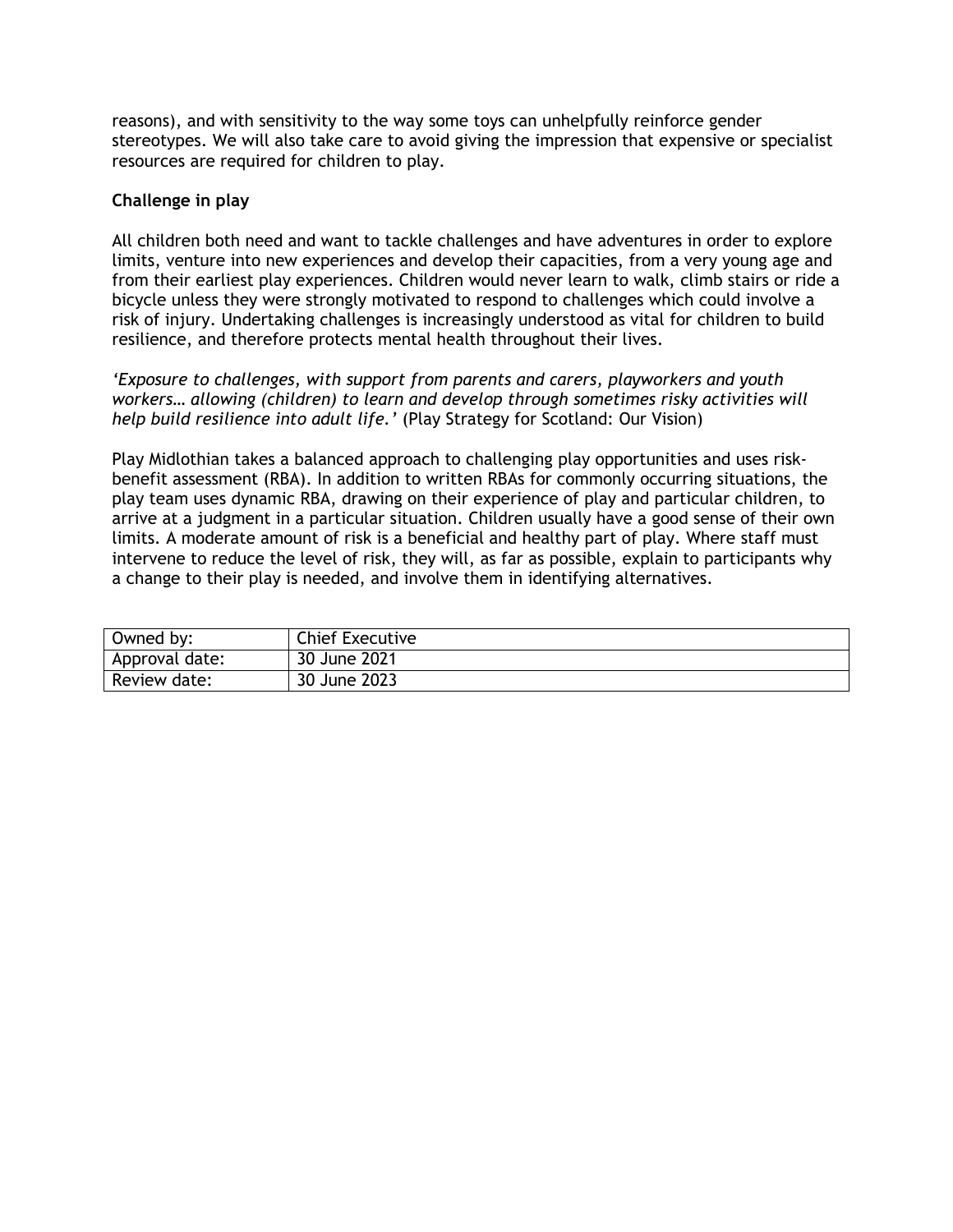reasons), and with sensitivity to the way some toys can unhelpfully reinforce gender stereotypes. We will also take care to avoid giving the impression that expensive or specialist resources are required for children to play.

**Challenge in play**

All children both need and want to tackle challenges and have adventures in order to explore limits, venture into new experiences and develop their capacities, from a very young age and from their earliest play experiences. Children would never learn to walk, climb stairs or ride a bicycle unless they were strongly motivated to respond to challenges which could involve a risk of injury. Undertaking challenges is increasingly understood as vital for children to build resilience, and therefore protects mental health throughout their lives.

*'Exposure to challenges, with support from parents and carers, playworkers and youth workers… allowing (children) to learn and develop through sometimes risky activities will help build resilience into adult life.'* (Play Strategy for Scotland: Our Vision)

Play Midlothian takes a balanced approach to challenging play opportunities and uses risk-benefit assessment (RBA). In addition to written RBAs for commonly occurring situations, the play team uses dynamic RBA, drawing on their experience of play and particular children, to arrive at a judgment in a particular situation. Children usually have a good sense of their own limits. A moderate amount of risk is a beneficial and healthy part of play. Where staff must intervene to reduce the level of risk, they will, as far as possible, explain to participants why a change to their play is needed, and involve them in identifying alternatives.

| | |
|---|---|
| Owned by: | Chief Executive |
| Approval date: | 30 June 2021 |
| Review date: | 30 June 2023 |